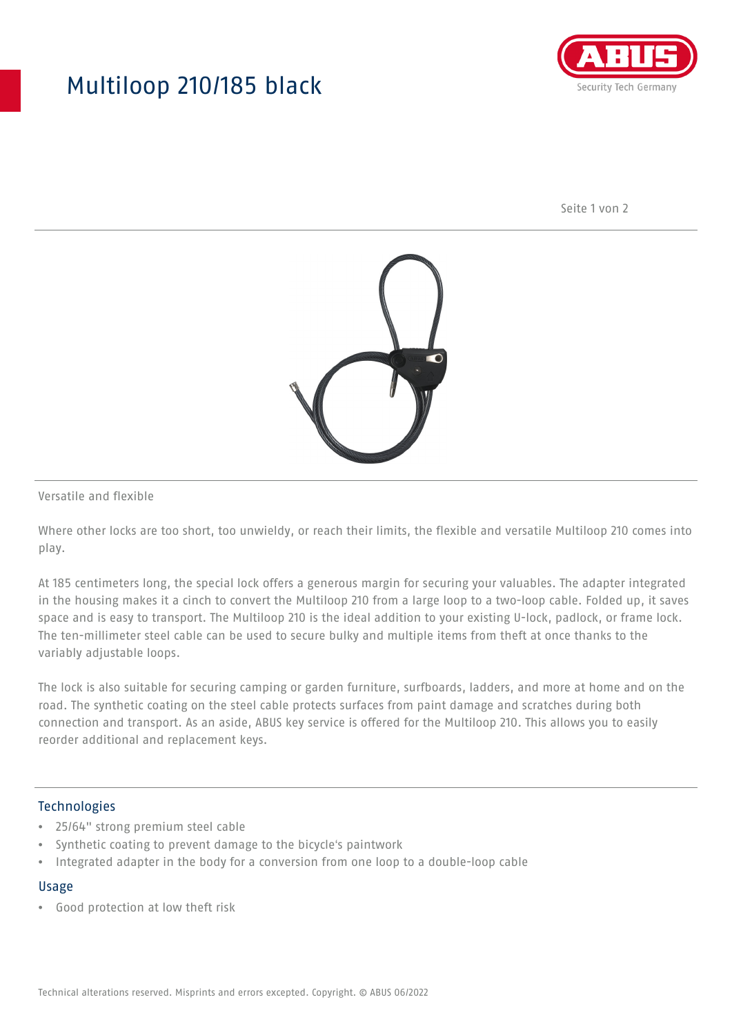# Multiloop 210/185 black

Versatile and flexible

Where other locks are too short, too unwieldy, or reach their limits, the flexible and versatile Multiloop 210 comes into play.

At 185 centimeters long, the special lock offers a generous margin for securing your valuables. The adapter integrated in the housing makes it a cinch to convert the Multiloop 210 from a large loop to a two-loop cable. Folded up, it saves space and is easy to transport. The Multiloop 210 is the ideal addition to your existing U-lock, padlock, or frame lock. The ten-millimeter steel cable can be used to secure bulky and multiple items from theft at once thanks to the variably adjustable loops.

The lock is also suitable for securing camping or garden furniture, surfboards, ladders, and more at home and on the road. The synthetic coating on the steel cable protects surfaces from paint damage and scratches during both connection and transport. As an aside, ABUS key service is offered for the Multiloop 210. This allows you to easily reorder additional and replacement keys.

## Technologies

- 25/64" strong premium steel cable
- Synthetic coating to prevent damage to the bicycle's paintwork
- Integrated adapter in the body for a conversion from one loop to a double-loop cable

## Usage

- Good protection at low theft risk

Technical alterations reserved. Misprints and errors excepted. Copyright. © ABUS 06/2022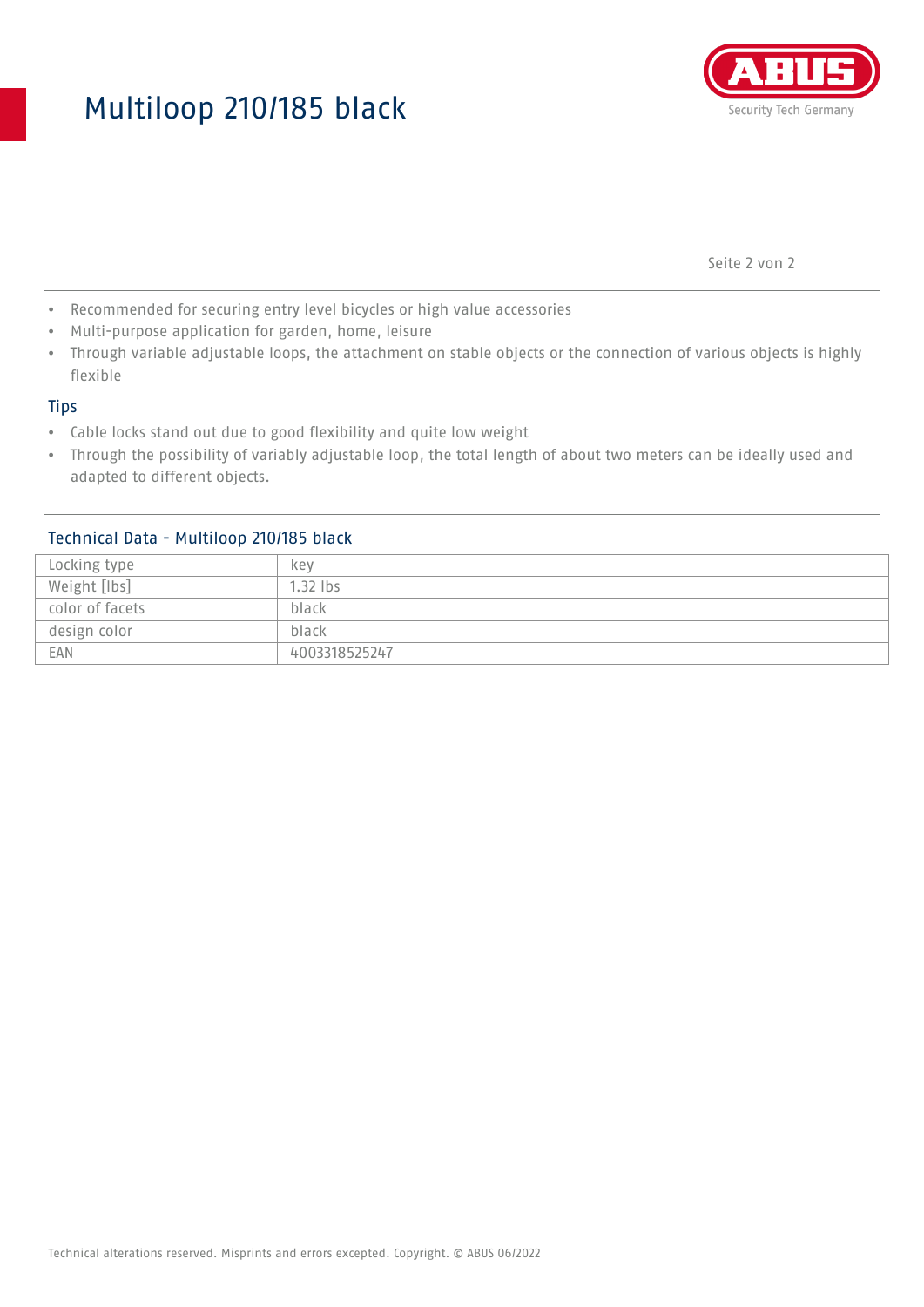- Recommended for securing entry level bicycles or high value accessories
- Multi-purpose application for garden, home, leisure
- Through variable adjustable loops, the attachment on stable objects or the connection of various objects is highly flexible

## Tips

- Cable locks stand out due to good flexibility and quite low weight
- Through the possibility of variably adjustable loop, the total length of about two meters can be ideally used and adapted to different objects.

## Technical Data - Multiloop 210/185 black

| | |
|---|---|
| Locking type | key |
| Weight [lbs] | 1.32 lbs |
| color of facets | black |
| design color | black |
| EAN | 4003318525247 |

Technical alterations reserved. Misprints and errors excepted. Copyright. © ABUS 06/2022